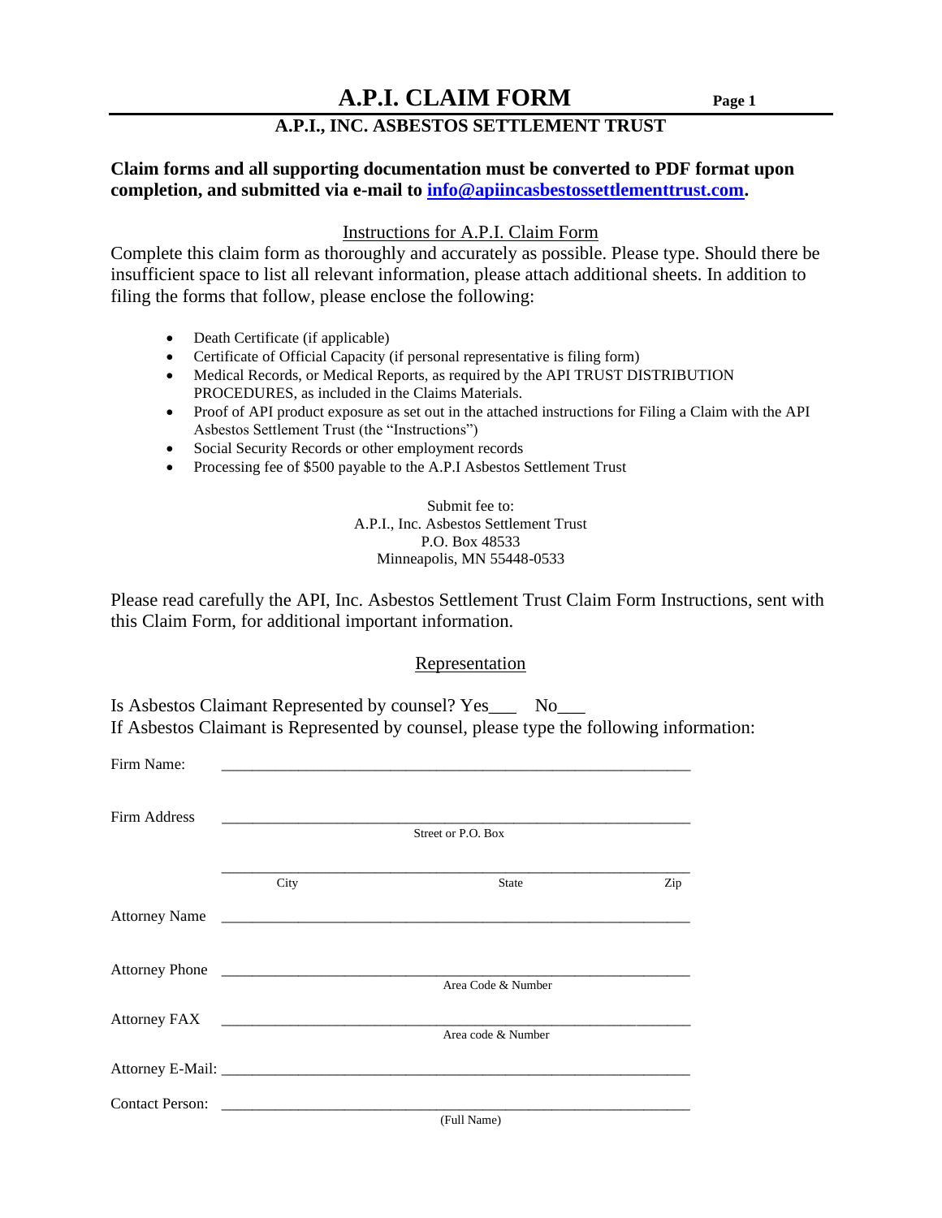# A.P.I. CLAIM FORM

## A.P.I., INC. ASBESTOS SETTLEMENT TRUST

**Claim forms and all supporting documentation must be converted to PDF format upon completion, and submitted via e-mail to info@apiincasbestossettlementtrust.com.**

<u>Instructions for A.P.I. Claim Form</u>

Complete this claim form as thoroughly and accurately as possible. Please type. Should there be insufficient space to list all relevant information, please attach additional sheets. In addition to filing the forms that follow, please enclose the following:

- Death Certificate (if applicable)
- Certificate of Official Capacity (if personal representative is filing form)
- Medical Records, or Medical Reports, as required by the API TRUST DISTRIBUTION PROCEDURES, as included in the Claims Materials.
- Proof of API product exposure as set out in the attached instructions for Filing a Claim with the API Asbestos Settlement Trust (the "Instructions")
- Social Security Records or other employment records
- Processing fee of $500 payable to the A.P.I Asbestos Settlement Trust

Submit fee to:
A.P.I., Inc. Asbestos Settlement Trust
P.O. Box 48533
Minneapolis, MN 55448-0533

Please read carefully the API, Inc. Asbestos Settlement Trust Claim Form Instructions, sent with this Claim Form, for additional important information.

<u>Representation</u>

Is Asbestos Claimant Represented by counsel? Yes___ No___
If Asbestos Claimant is Represented by counsel, please type the following information:

Firm Name: ____________________________________________

Firm Address ____________________________________________
Street or P.O. Box

____________________________________________
City State Zip

Attorney Name ____________________________________________

Attorney Phone ____________________________________________
Area Code & Number

Attorney FAX ____________________________________________
Area code & Number

Attorney E-Mail: ____________________________________________

Contact Person: ____________________________________________
(Full Name)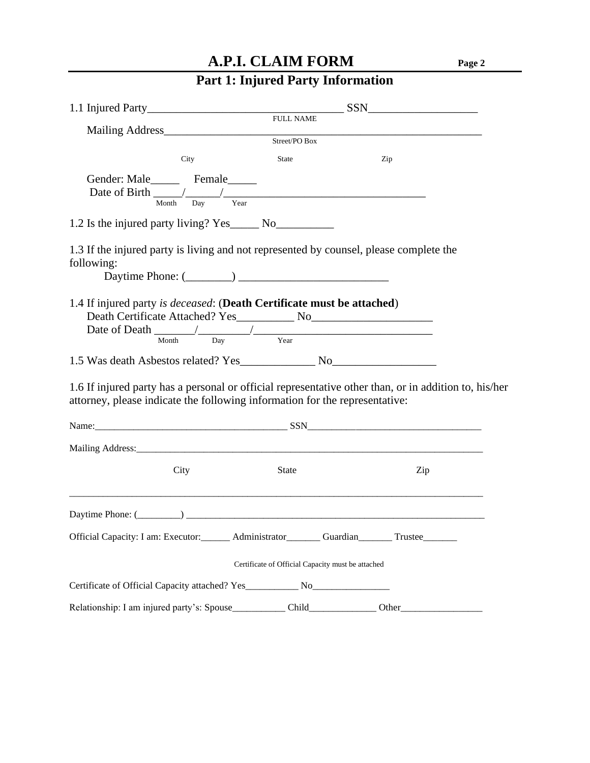# A.P.I. CLAIM FORM

## Part 1: Injured Party Information

1.1 Injured Party__________________________________ SSN___________________
FULL NAME

Mailing Address_______________________________________________________
Street/PO Box

City State Zip

Gender: Male_____ Female_____

Date of Birth _____/______/__________________________________
Month Day Year

1.2 Is the injured party living? Yes_____ No__________

1.3 If the injured party is living and not represented by counsel, please complete the following:

Daytime Phone: (________) __________________________

1.4 If injured party *is deceased*: (**Death Certificate must be attached**)

Death Certificate Attached? Yes__________ No_____________________

Date of Death _______/_________/_______________________________
Month Day Year

1.5 Was death Asbestos related? Yes_____________ No__________________

1.6 If injured party has a personal or official representative other than, or in addition to, his/her attorney, please indicate the following information for the representative:

Name:_______________________________________ SSN___________________________________

Mailing Address:___________________________________________________________________________

City State Zip

_________________________________________________________________________________

Daytime Phone: (_________) _______________________________________________________________

Official Capacity: I am: Executor:______ Administrator_______ Guardian_______ Trustee_______

Certificate of Official Capacity must be attached

Certificate of Official Capacity attached? Yes___________ No________________

Relationship: I am injured party's: Spouse___________ Child______________ Other_________________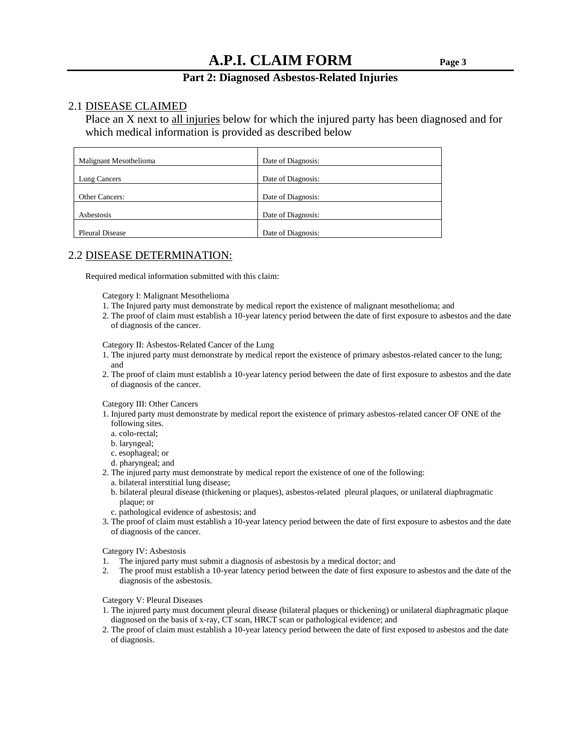# A.P.I. CLAIM FORM

## Part 2: Diagnosed Asbestos-Related Injuries

### 2.1 DISEASE CLAIMED

Place an X next to all injuries below for which the injured party has been diagnosed and for which medical information is provided as described below

| | |
|---|---|
| Malignant Mesothelioma | Date of Diagnosis: |
| Lung Cancers | Date of Diagnosis: |
| Other Cancers: | Date of Diagnosis: |
| Asbestosis | Date of Diagnosis: |
| Pleural Disease | Date of Diagnosis: |

### 2.2 DISEASE DETERMINATION:

Required medical information submitted with this claim:

Category I: Malignant Mesothelioma

1. The Injured party must demonstrate by medical report the existence of malignant mesothelioma; and
2. The proof of claim must establish a 10-year latency period between the date of first exposure to asbestos and the date of diagnosis of the cancer.

Category II: Asbestos-Related Cancer of the Lung

1. The injured party must demonstrate by medical report the existence of primary asbestos-related cancer to the lung; and
2. The proof of claim must establish a 10-year latency period between the date of first exposure to asbestos and the date of diagnosis of the cancer.

Category III: Other Cancers

1. Injured party must demonstrate by medical report the existence of primary asbestos-related cancer OF ONE of the following sites.
   a. colo-rectal;
   b. laryngeal;
   c. esophageal; or
   d. pharyngeal; and
2. The injured party must demonstrate by medical report the existence of one of the following:
   a. bilateral interstitial lung disease;
   b. bilateral pleural disease (thickening or plaques), asbestos-related pleural plaques, or unilateral diaphragmatic plaque; or
   c. pathological evidence of asbestosis; and
3. The proof of claim must establish a 10-year latency period between the date of first exposure to asbestos and the date of diagnosis of the cancer.

Category IV: Asbestosis

1. The injured party must submit a diagnosis of asbestosis by a medical doctor; and
2. The proof must establish a 10-year latency period between the date of first exposure to asbestos and the date of the diagnosis of the asbestosis.

Category V: Pleural Diseases

1. The injured party must document pleural disease (bilateral plaques or thickening) or unilateral diaphragmatic plaque diagnosed on the basis of x-ray, CT scan, HRCT scan or pathological evidence; and
2. The proof of claim must establish a 10-year latency period between the date of first exposed to asbestos and the date of diagnosis.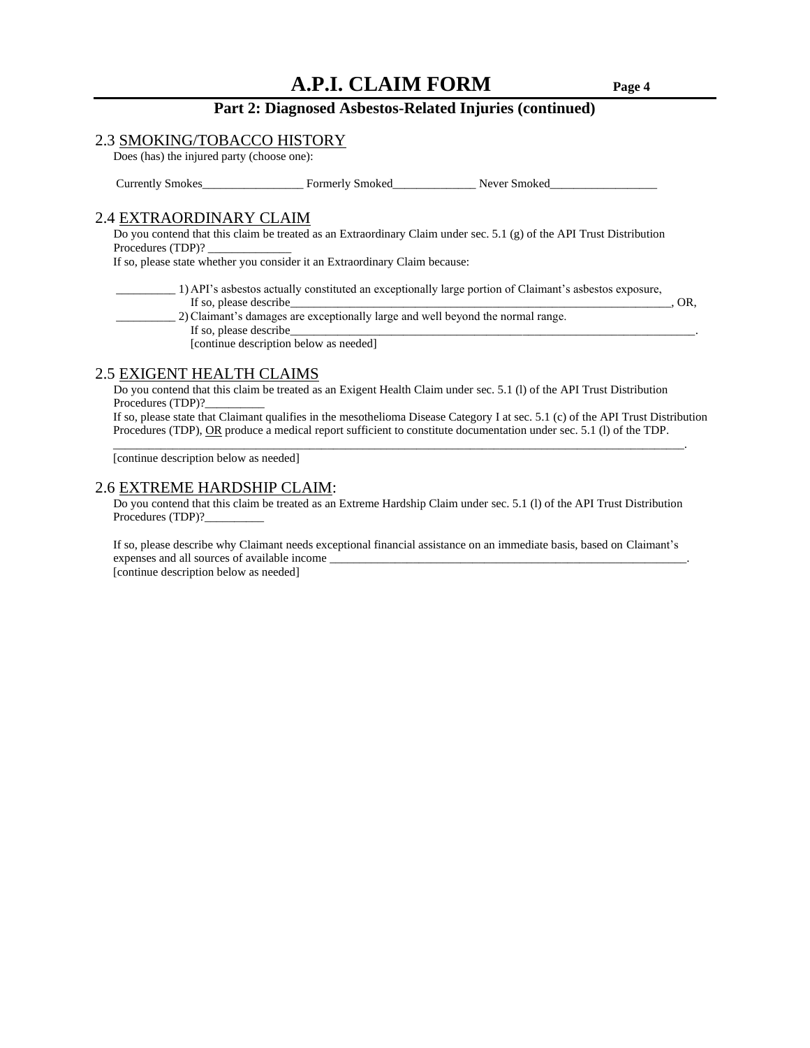# A.P.I. CLAIM FORM

## Part 2: Diagnosed Asbestos-Related Injuries (continued)

### 2.3 SMOKING/TOBACCO HISTORY

Does (has) the injured party (choose one):

Currently Smokes_________________ Formerly Smoked______________ Never Smoked__________________

### 2.4 EXTRAORDINARY CLAIM

Do you contend that this claim be treated as an Extraordinary Claim under sec. 5.1 (g) of the API Trust Distribution Procedures (TDP)? ______________

If so, please state whether you consider it an Extraordinary Claim because:

__________ 1) API's asbestos actually constituted an exceptionally large portion of Claimant's asbestos exposure,
If so, please describe____________________________________________________________________, OR,

__________ 2) Claimant's damages are exceptionally large and well beyond the normal range.
If so, please describe_______________________________________________________________________.
[continue description below as needed]

### 2.5 EXIGENT HEALTH CLAIMS

Do you contend that this claim be treated as an Exigent Health Claim under sec. 5.1 (l) of the API Trust Distribution Procedures (TDP)?__________

If so, please state that Claimant qualifies in the mesothelioma Disease Category I at sec. 5.1 (c) of the API Trust Distribution Procedures (TDP), OR produce a medical report sufficient to constitute documentation under sec. 5.1 (l) of the TDP.

_____________________________________________________________________________________________________.

[continue description below as needed]

### 2.6 EXTREME HARDSHIP CLAIM:

Do you contend that this claim be treated as an Extreme Hardship Claim under sec. 5.1 (l) of the API Trust Distribution Procedures (TDP)?__________

If so, please describe why Claimant needs exceptional financial assistance on an immediate basis, based on Claimant's expenses and all sources of available income ______________________________________________________________.
[continue description below as needed]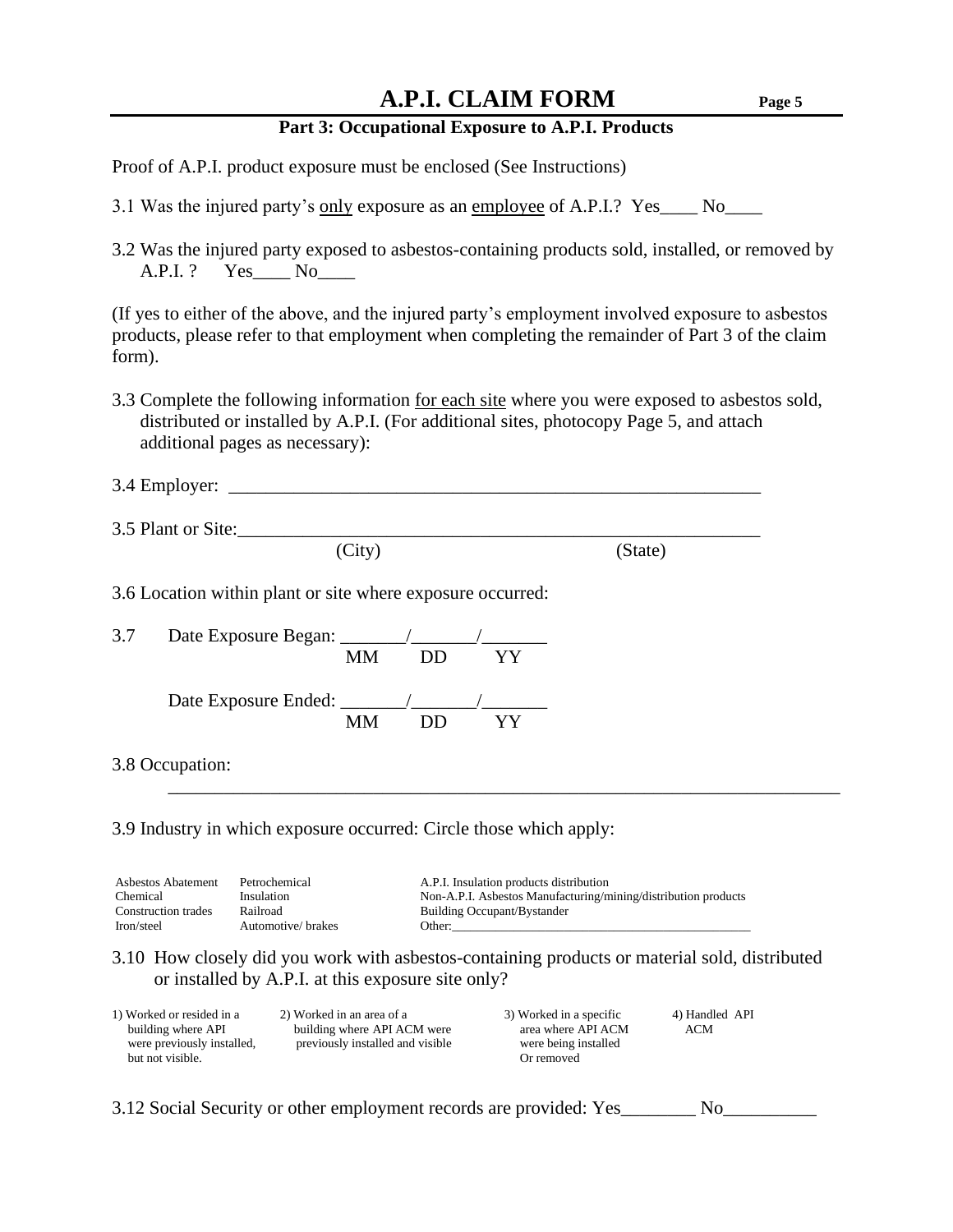# A.P.I. CLAIM FORM

## Part 3: Occupational Exposure to A.P.I. Products

Proof of A.P.I. product exposure must be enclosed (See Instructions)

3.1 Was the injured party's only exposure as an employee of A.P.I.? Yes____ No____

3.2 Was the injured party exposed to asbestos-containing products sold, installed, or removed by A.P.I. ? Yes____ No____

(If yes to either of the above, and the injured party's employment involved exposure to asbestos products, please refer to that employment when completing the remainder of Part 3 of the claim form).

3.3 Complete the following information for each site where you were exposed to asbestos sold, distributed or installed by A.P.I. (For additional sites, photocopy Page 5, and attach additional pages as necessary):

3.4 Employer: ___________________________________________________________

3.5 Plant or Site:___________________________________________________________
(City) (State)

3.6 Location within plant or site where exposure occurred:

3.7 Date Exposure Began: _______/_______/_______
MM DD YY

Date Exposure Ended: _______/_______/_______
MM DD YY

3.8 Occupation:
___________________________________________________________________________

3.9 Industry in which exposure occurred: Circle those which apply:

| | | |
|---|---|---|
| Asbestos Abatement | Petrochemical | A.P.I. Insulation products distribution |
| Chemical | Insulation | Non-A.P.I. Asbestos Manufacturing/mining/distribution products |
| Construction trades | Railroad | Building Occupant/Bystander |
| Iron/steel | Automotive/ brakes | Other:_______________________________________________ |

3.10 How closely did you work with asbestos-containing products or material sold, distributed or installed by A.P.I. at this exposure site only?

| | | | |
|---|---|---|---|
| 1) Worked or resided in a building where API were previously installed, but not visible. | 2) Worked in an area of a building where API ACM were previously installed and visible | 3) Worked in a specific area where API ACM were being installed Or removed | 4) Handled API ACM |

3.12 Social Security or other employment records are provided: Yes________ No__________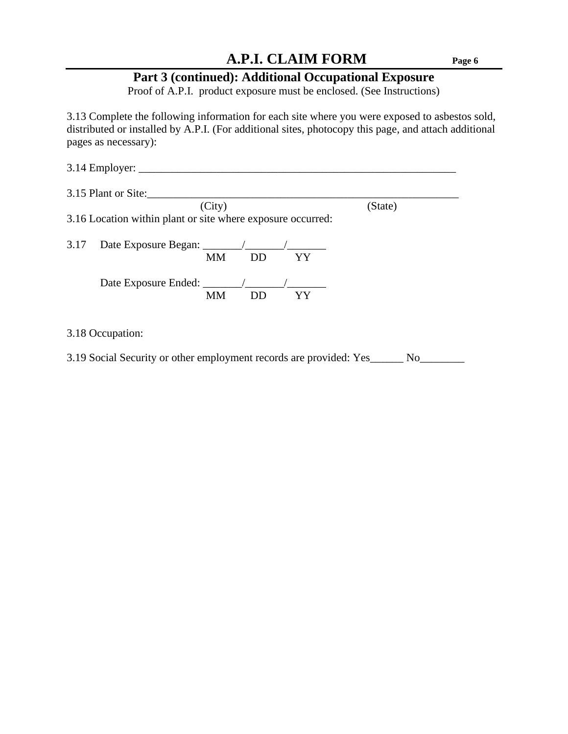# A.P.I. CLAIM FORM

## Part 3 (continued): Additional Occupational Exposure

Proof of A.P.I. product exposure must be enclosed. (See Instructions)

3.13 Complete the following information for each site where you were exposed to asbestos sold, distributed or installed by A.P.I. (For additional sites, photocopy this page, and attach additional pages as necessary):

3.14 Employer: ____________________________________________________________

3.15 Plant or Site:____________________________________________________________
(City) (State)

3.16 Location within plant or site where exposure occurred:

3.17 Date Exposure Began: _______/_______/_______
MM DD YY

Date Exposure Ended: _______/_______/_______
MM DD YY

3.18 Occupation:

3.19 Social Security or other employment records are provided: Yes______ No________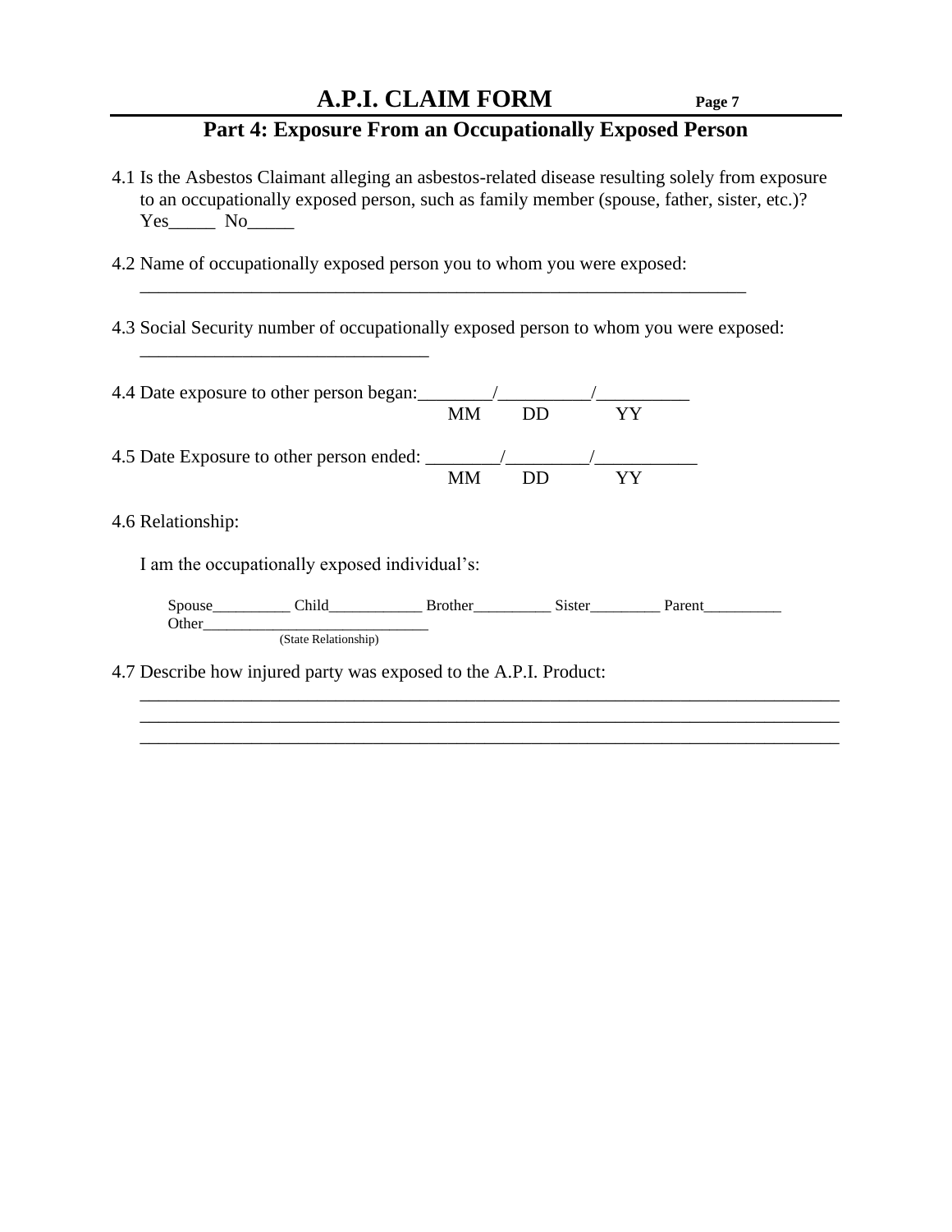# A.P.I. CLAIM FORM

## Part 4: Exposure From an Occupationally Exposed Person

4.1 Is the Asbestos Claimant alleging an asbestos-related disease resulting solely from exposure to an occupationally exposed person, such as family member (spouse, father, sister, etc.)? Yes_____ No_____

4.2 Name of occupationally exposed person you to whom you were exposed:
___________________________________________________________________

4.3 Social Security number of occupationally exposed person to whom you were exposed:
_______________________________

4.4 Date exposure to other person began:________/__________/__________
MM DD YY

4.5 Date Exposure to other person ended: ________/_________/___________
MM DD YY

4.6 Relationship:

I am the occupationally exposed individual's:

Spouse__________ Child____________ Brother__________ Sister_________ Parent__________
Other_____________________________
(State Relationship)

4.7 Describe how injured party was exposed to the A.P.I. Product:
_____________________________________________________________________________
_____________________________________________________________________________
_____________________________________________________________________________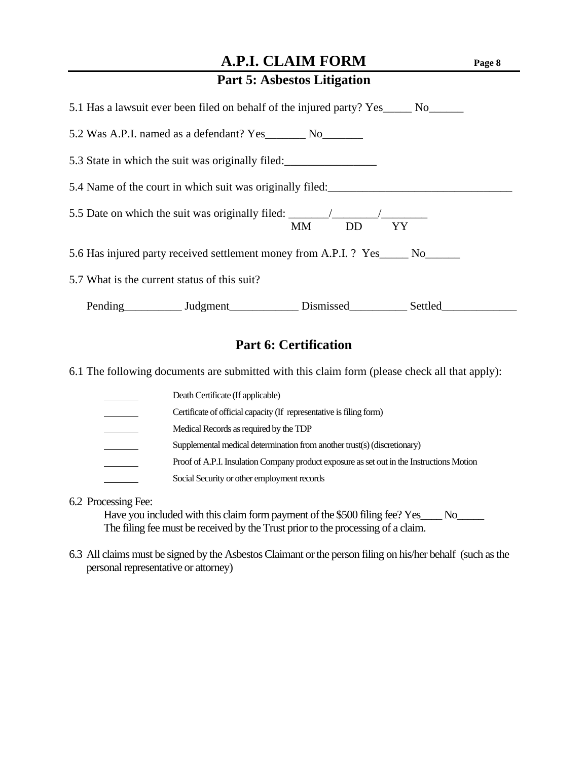# A.P.I. CLAIM FORM

## Part 5: Asbestos Litigation

5.1 Has a lawsuit ever been filed on behalf of the injured party? Yes_____ No______

5.2 Was A.P.I. named as a defendant? Yes_______ No_______

5.3 State in which the suit was originally filed:________________

5.4 Name of the court in which suit was originally filed:________________________________

5.5 Date on which the suit was originally filed: _______/________/________
MM DD YY

5.6 Has injured party received settlement money from A.P.I. ? Yes_____ No______

5.7 What is the current status of this suit?

Pending__________ Judgment____________ Dismissed__________ Settled_____________

## Part 6: Certification

6.1 The following documents are submitted with this claim form (please check all that apply):

- _______ Death Certificate (If applicable)
- _______ Certificate of official capacity (If representative is filing form)
- _______ Medical Records as required by the TDP
- _______ Supplemental medical determination from another trust(s) (discretionary)
- _______ Proof of A.P.I. Insulation Company product exposure as set out in the Instructions Motion
- _______ Social Security or other employment records

6.2 Processing Fee:
Have you included with this claim form payment of the $500 filing fee? Yes____ No_____
The filing fee must be received by the Trust prior to the processing of a claim.

6.3 All claims must be signed by the Asbestos Claimant or the person filing on his/her behalf (such as the personal representative or attorney)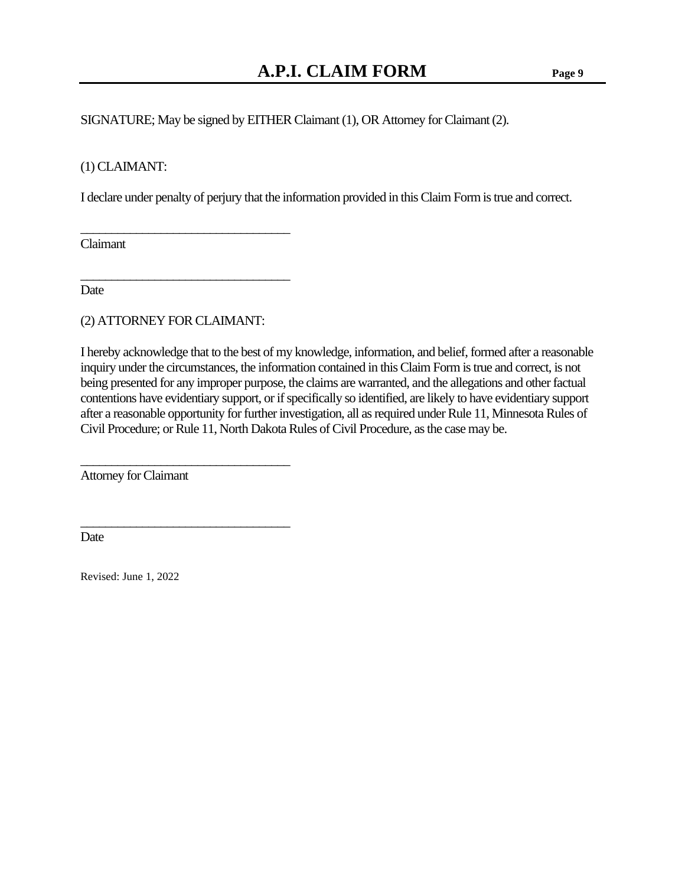SIGNATURE; May be signed by EITHER Claimant (1), OR Attorney for Claimant (2).

(1) CLAIMANT:

I declare under penalty of perjury that the information provided in this Claim Form is true and correct.

\_\_\_\_\_\_\_\_\_\_\_\_\_\_\_\_\_\_\_\_\_\_\_\_\_\_\_\_\_\_\_\_\_\_
Claimant

\_\_\_\_\_\_\_\_\_\_\_\_\_\_\_\_\_\_\_\_\_\_\_\_\_\_\_\_\_\_\_\_\_\_
Date

(2) ATTORNEY FOR CLAIMANT:

I hereby acknowledge that to the best of my knowledge, information, and belief, formed after a reasonable inquiry under the circumstances, the information contained in this Claim Form is true and correct, is not being presented for any improper purpose, the claims are warranted, and the allegations and other factual contentions have evidentiary support, or if specifically so identified, are likely to have evidentiary support after a reasonable opportunity for further investigation, all as required under Rule 11, Minnesota Rules of Civil Procedure; or Rule 11, North Dakota Rules of Civil Procedure, as the case may be.

\_\_\_\_\_\_\_\_\_\_\_\_\_\_\_\_\_\_\_\_\_\_\_\_\_\_\_\_\_\_\_\_\_\_
Attorney for Claimant

\_\_\_\_\_\_\_\_\_\_\_\_\_\_\_\_\_\_\_\_\_\_\_\_\_\_\_\_\_\_\_\_\_\_
Date

Revised: June 1, 2022